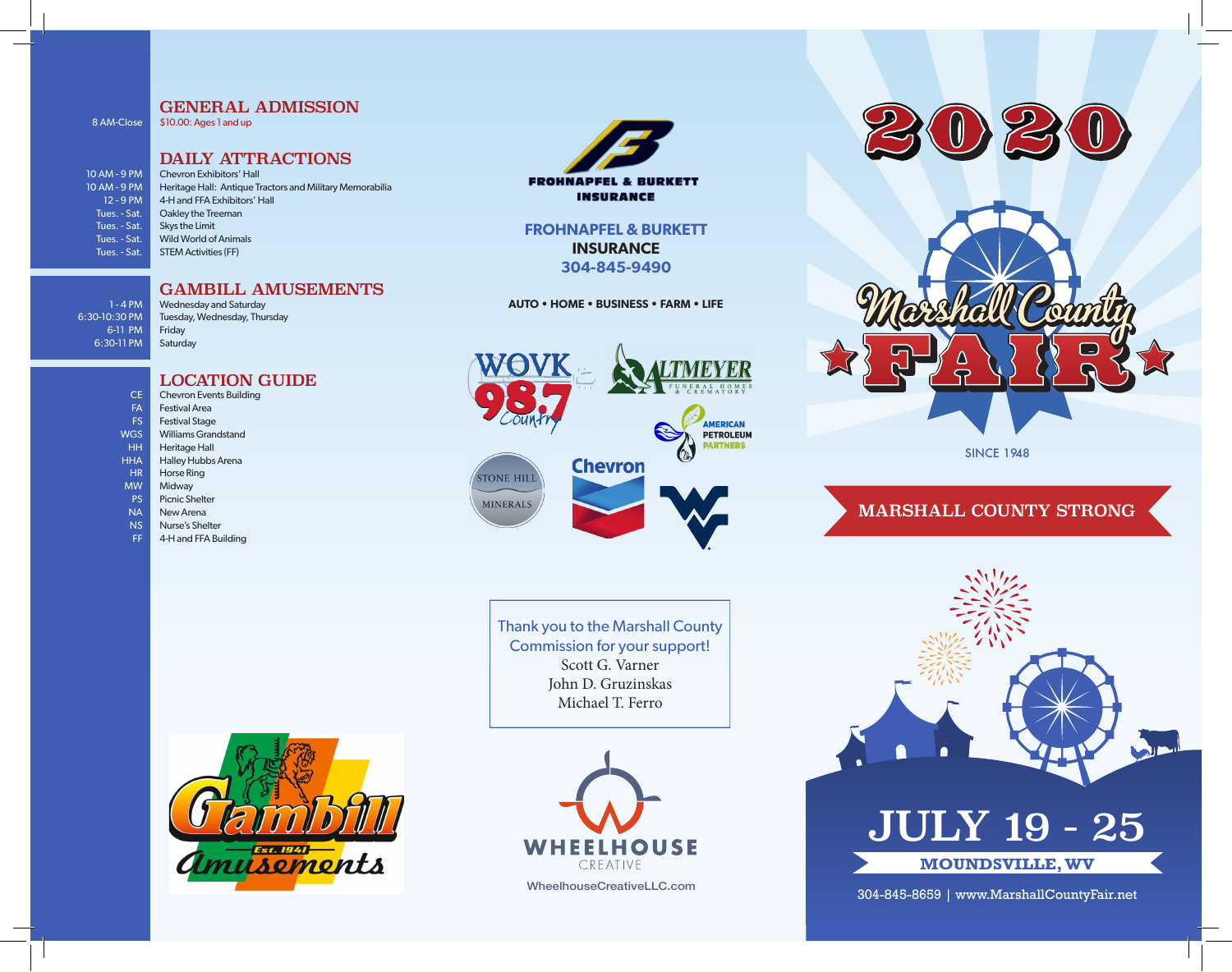## GENERAL ADMISSION

| | |
|---|---|
| 8 AM-Close | $10.00: Ages 1 and up |

## DAILY ATTRACTIONS

| | |
|---|---|
| 10 AM - 9 PM | Chevron Exhibitors' Hall |
| 10 AM - 9 PM | Heritage Hall: Antique Tractors and Military Memorabilia |
| 12 - 9 PM | 4-H and FFA Exhibitors' Hall |
| Tues. - Sat. | Oakley the Treeman |
| Tues. - Sat. | Skys the Limit |
| Tues. - Sat. | Wild World of Animals |
| Tues. - Sat. | STEM Activities (FF) |

## GAMBILL AMUSEMENTS

| | |
|---|---|
| 1 - 4 PM | Wednesday and Saturday |
| 6:30-10:30 PM | Tuesday, Wednesday, Thursday |
| 6-11 PM | Friday |
| 6:30-11 PM | Saturday |

## LOCATION GUIDE

| | |
|---|---|
| CE | Chevron Events Building |
| FA | Festival Area |
| FS | Festival Stage |
| WGS | Williams Grandstand |
| HH | Heritage Hall |
| HHA | Halley Hubbs Arena |
| HR | Horse Ring |
| MW | Midway |
| PS | Picnic Shelter |
| NA | New Arena |
| NS | Nurse's Shelter |
| FF | 4-H and FFA Building |

Gambill Amusements Est. 1941

FROHNAPFEL & BURKETT INSURANCE

**FROHNAPFEL & BURKETT**
**INSURANCE**
**304-845-9490**

**AUTO • HOME • BUSINESS • FARM • LIFE**

WOVK 98.7 Country

ALTMEYER FUNERAL HOMES & CREMATORY

AMERICAN PETROLEUM PARTNERS

STONE HILL MINERALS

Chevron

Thank you to the Marshall County Commission for your support!
Scott G. Varner
John D. Gruzinskas
Michael T. Ferro

WHEELHOUSE CREATIVE
WheelhouseCreativeLLC.com

# 2020 Marshall County FAIR

SINCE 1948

**MARSHALL COUNTY STRONG**

# JULY 19 - 25

**MOUNDSVILLE, WV**

304-845-8659 | www.MarshallCountyFair.net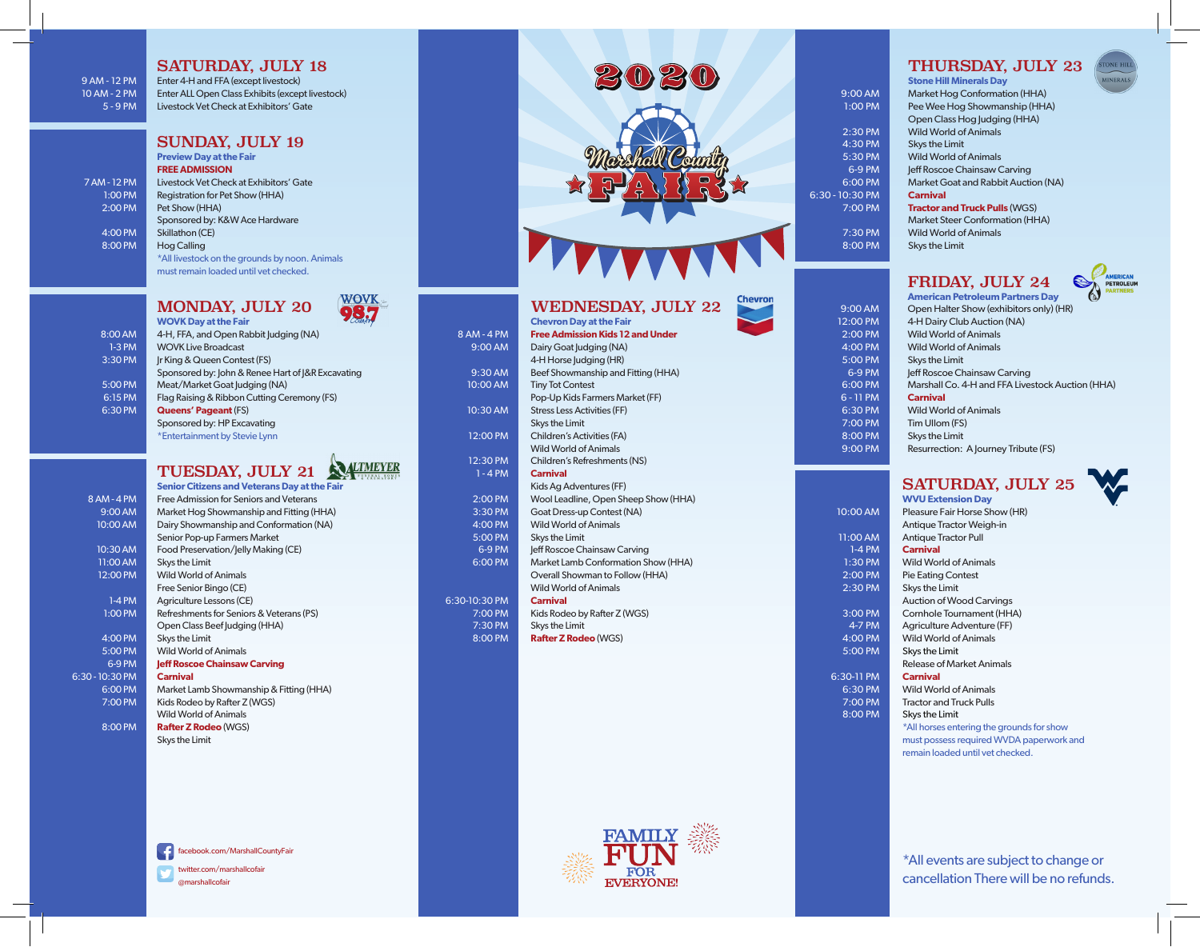## SATURDAY, JULY 18

| | |
|---|---|
| 9 AM - 12 PM | Enter 4-H and FFA (except livestock) |
| 10 AM - 2 PM | Enter ALL Open Class Exhibits (except livestock) |
| 5 - 9 PM | Livestock Vet Check at Exhibitors' Gate |

## SUNDAY, JULY 19

**Preview Day at the Fair**

**FREE ADMISSION**

| | |
|---|---|
| 7 AM - 12 PM | Livestock Vet Check at Exhibitors' Gate |
| 1:00 PM | Registration for Pet Show (HHA) |
| 2:00 PM | Pet Show (HHA) |
| | Sponsored by: K&W Ace Hardware |
| 4:00 PM | Skillathon (CE) |
| 8:00 PM | Hog Calling |

*All livestock on the grounds by noon. Animals must remain loaded until vet checked.

## MONDAY, JULY 20

**WOVK Day at the Fair**

| | |
|---|---|
| 8:00 AM | 4-H, FFA, and Open Rabbit Judging (NA) |
| 1-3 PM | WOVK Live Broadcast |
| 3:30 PM | Jr King & Queen Contest (FS) |
| | Sponsored by: John & Renee Hart of J&R Excavating |
| 5:00 PM | Meat/Market Goat Judging (NA) |
| 6:15 PM | Flag Raising & Ribbon Cutting Ceremony (FS) |
| 6:30 PM | **Queens' Pageant** (FS) |
| | Sponsored by: HP Excavating |

*Entertainment by Stevie Lynn

## TUESDAY, JULY 21

**Senior Citizens and Veterans Day at the Fair**

| | |
|---|---|
| 8 AM - 4 PM | Free Admission for Seniors and Veterans |
| 9:00 AM | Market Hog Showmanship and Fitting (HHA) |
| 10:00 AM | Dairy Showmanship and Conformation (NA) |
| | Senior Pop-up Farmers Market |
| 10:30 AM | Food Preservation/Jelly Making (CE) |
| 11:00 AM | Skys the Limit |
| 12:00 PM | Wild World of Animals |
| | Free Senior Bingo (CE) |
| 1-4 PM | Agriculture Lessons (CE) |
| 1:00 PM | Refreshments for Seniors & Veterans (PS) |
| | Open Class Beef Judging (HHA) |
| 4:00 PM | Skys the Limit |
| 5:00 PM | Wild World of Animals |
| 6-9 PM | **Jeff Roscoe Chainsaw Carving** |
| 6:30 - 10:30 PM | **Carnival** |
| 6:00 PM | Market Lamb Showmanship & Fitting (HHA) |
| 7:00 PM | Kids Rodeo by Rafter Z (WGS) |
| | Wild World of Animals |
| 8:00 PM | **Rafter Z Rodeo** (WGS) |
| | Skys the Limit |

facebook.com/MarshallCountyFair

twitter.com/marshallcofair

@marshallcofair

# 2020 Marshall County FAIR

## WEDNESDAY, JULY 22

**Chevron Day at the Fair**

| | |
|---|---|
| 8 AM - 4 PM | **Free Admission Kids 12 and Under** |
| 9:00 AM | Dairy Goat Judging (NA) |
| | 4-H Horse Judging (HR) |
| 9:30 AM | Beef Showmanship and Fitting (HHA) |
| 10:00 AM | Tiny Tot Contest |
| | Pop-Up Kids Farmers Market (FF) |
| 10:30 AM | Stress Less Activities (FF) |
| | Skys the Limit |
| 12:00 PM | Children's Activities (FA) |
| | Wild World of Animals |
| 12:30 PM | Children's Refreshments (NS) |
| 1 - 4 PM | **Carnival** |
| | Kids Ag Adventures (FF) |
| 2:00 PM | Wool Leadline, Open Sheep Show (HHA) |
| 3:30 PM | Goat Dress-up Contest (NA) |
| 4:00 PM | Wild World of Animals |
| 5:00 PM | Skys the Limit |
| 6-9 PM | Jeff Roscoe Chainsaw Carving |
| 6:00 PM | Market Lamb Conformation Show (HHA) |
| | Overall Showman to Follow (HHA) |
| | Wild World of Animals |
| 6:30-10:30 PM | **Carnival** |
| 7:00 PM | Kids Rodeo by Rafter Z (WGS) |
| 7:30 PM | Skys the Limit |
| 8:00 PM | **Rafter Z Rodeo** (WGS) |

FAMILY FUN FOR EVERYONE!

## THURSDAY, JULY 23

**Stone Hill Minerals Day**

| | |
|---|---|
| 9:00 AM | Market Hog Conformation (HHA) |
| 1:00 PM | Pee Wee Hog Showmanship (HHA) |
| | Open Class Hog Judging (HHA) |
| 2:30 PM | Wild World of Animals |
| 4:30 PM | Skys the Limit |
| 5:30 PM | Wild World of Animals |
| 6-9 PM | Jeff Roscoe Chainsaw Carving |
| 6:00 PM | Market Goat and Rabbit Auction (NA) |
| 6:30 - 10:30 PM | **Carnival** |
| 7:00 PM | **Tractor and Truck Pulls** (WGS) |
| | Market Steer Conformation (HHA) |
| 7:30 PM | Wild World of Animals |
| 8:00 PM | Skys the Limit |

## FRIDAY, JULY 24

**American Petroleum Partners Day**

| | |
|---|---|
| 9:00 AM | Open Halter Show (exhibitors only) (HR) |
| 12:00 PM | 4-H Dairy Club Auction (NA) |
| 2:00 PM | Wild World of Animals |
| 4:00 PM | Wild World of Animals |
| 5:00 PM | Skys the Limit |
| 6-9 PM | Jeff Roscoe Chainsaw Carving |
| 6:00 PM | Marshall Co. 4-H and FFA Livestock Auction (HHA) |
| 6 - 11 PM | **Carnival** |
| 6:30 PM | Wild World of Animals |
| 7:00 PM | Tim Ullom (FS) |
| 8:00 PM | Skys the Limit |
| 9:00 PM | Resurrection: A Journey Tribute (FS) |

## SATURDAY, JULY 25

**WVU Extension Day**

| | |
|---|---|
| 10:00 AM | Pleasure Fair Horse Show (HR) |
| | Antique Tractor Weigh-in |
| 11:00 AM | Antique Tractor Pull |
| 1-4 PM | **Carnival** |
| 1:30 PM | Wild World of Animals |
| 2:00 PM | Pie Eating Contest |
| 2:30 PM | Skys the Limit |
| | Auction of Wood Carvings |
| 3:00 PM | Cornhole Tournament (HHA) |
| 4-7 PM | Agriculture Adventure (FF) |
| 4:00 PM | Wild World of Animals |
| 5:00 PM | Skys the Limit |
| | Release of Market Animals |
| 6:30-11 PM | **Carnival** |
| 6:30 PM | Wild World of Animals |
| 7:00 PM | Tractor and Truck Pulls |
| 8:00 PM | Skys the Limit |

*All horses entering the grounds for show must possess required WVDA paperwork and remain loaded until vet checked.

*All events are subject to change or cancellation There will be no refunds.